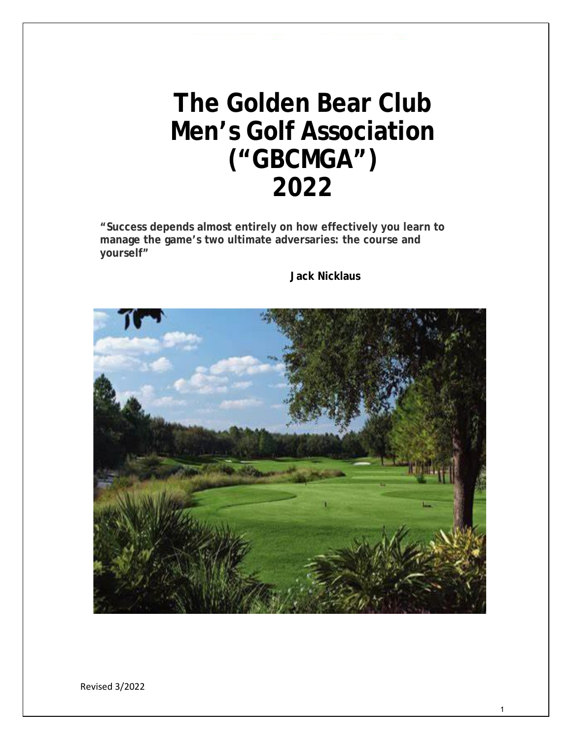# The Golden Bear Club Men's Golf Association ("GBCMGA") 2022

**"Success depends almost entirely on how effectively you learn to manage the game's two ultimate adversaries: the course and yourself"**

**Jack Nicklaus**

Revised 3/2022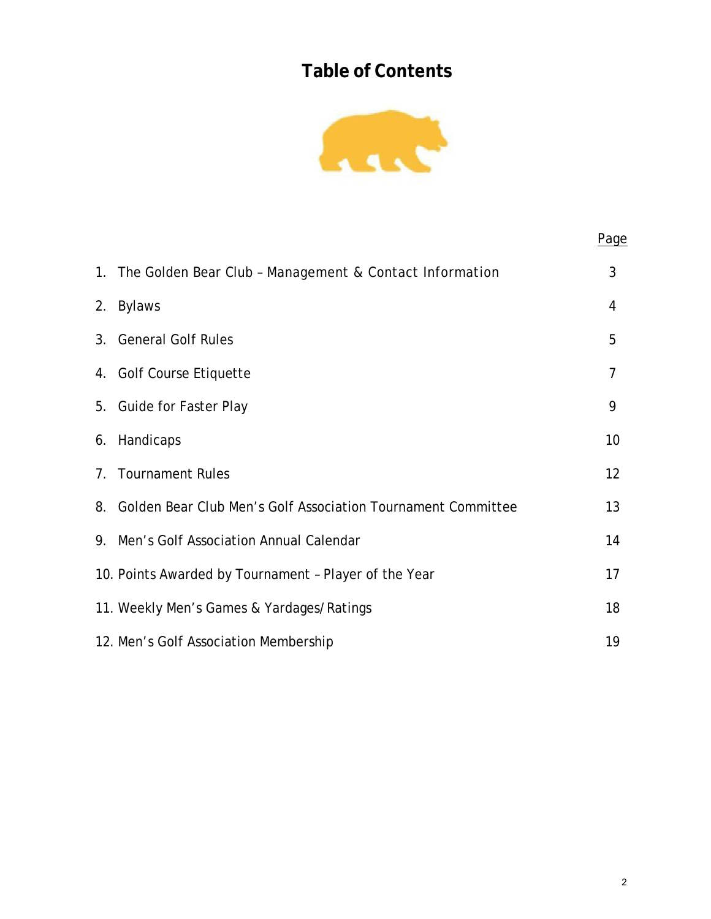# Table of Contents

| | Page |
|---|---|
| 1. The Golden Bear Club – Management & Contact Information | 3 |
| 2. Bylaws | 4 |
| 3. General Golf Rules | 5 |
| 4. Golf Course Etiquette | 7 |
| 5. Guide for Faster Play | 9 |
| 6. Handicaps | 10 |
| 7. Tournament Rules | 12 |
| 8. Golden Bear Club Men's Golf Association Tournament Committee | 13 |
| 9. Men's Golf Association Annual Calendar | 14 |
| 10. Points Awarded by Tournament – Player of the Year | 17 |
| 11. Weekly Men's Games & Yardages/Ratings | 18 |
| 12. Men's Golf Association Membership | 19 |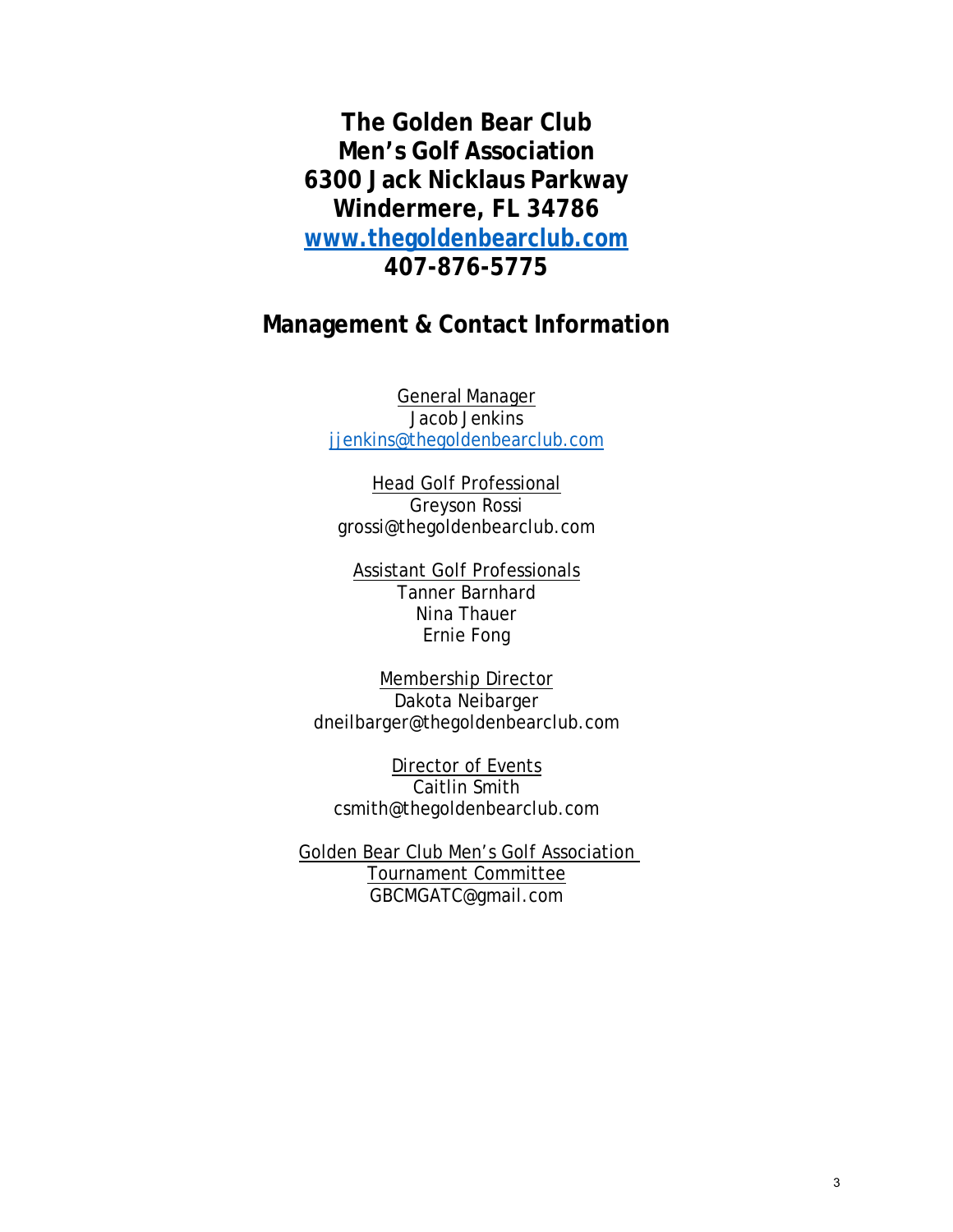# The Golden Bear Club
# Men's Golf Association
# 6300 Jack Nicklaus Parkway
# Windermere, FL 34786
# [www.thegoldenbearclub.com](http://www.thegoldenbearclub.com)
# 407-876-5775

## Management & Contact Information

General Manager
Jacob Jenkins
[jjenkins@thegoldenbearclub.com](mailto:jjenkins@thegoldenbearclub.com)

Head Golf Professional
Greyson Rossi
grossi@thegoldenbearclub.com

Assistant Golf Professionals
Tanner Barnhard
Nina Thauer
Ernie Fong

Membership Director
Dakota Neibarger
dneilbarger@thegoldenbearclub.com

Director of Events
Caitlin Smith
csmith@thegoldenbearclub.com

Golden Bear Club Men's Golf Association
Tournament Committee
GBCMGATC@gmail.com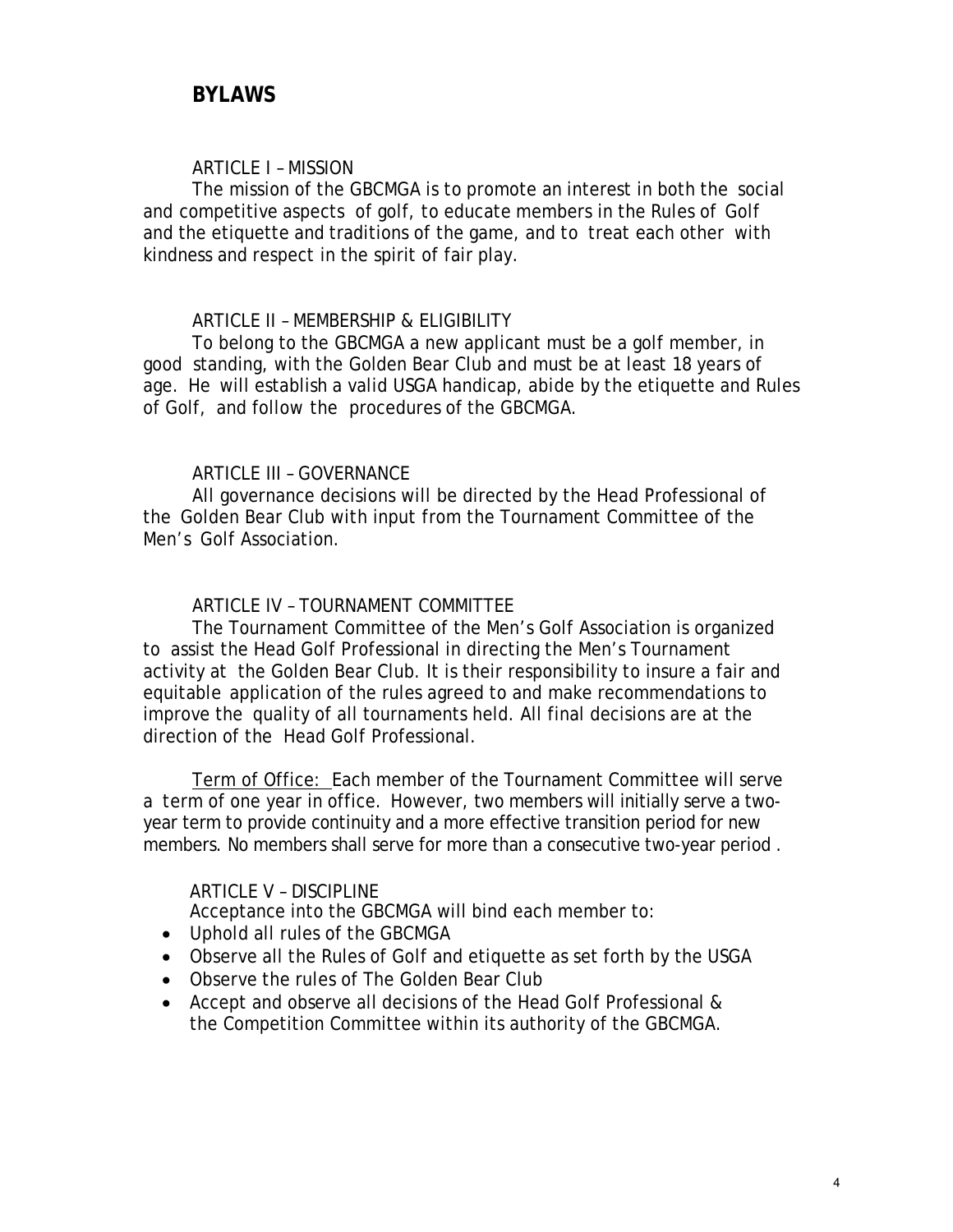# BYLAWS

### ARTICLE I – MISSION

The mission of the GBCMGA is to promote an interest in both the social and competitive aspects of golf, to educate members in the Rules of Golf and the etiquette and traditions of the game, and to treat each other with kindness and respect in the spirit of fair play.

### ARTICLE II – MEMBERSHIP & ELIGIBILITY

To belong to the GBCMGA a new applicant must be a golf member, in good standing, with the Golden Bear Club and must be at least 18 years of age. He will establish a valid USGA handicap, abide by the etiquette and Rules of Golf, and follow the procedures of the GBCMGA.

### ARTICLE III – GOVERNANCE

All governance decisions will be directed by the Head Professional of the Golden Bear Club with input from the Tournament Committee of the Men's Golf Association.

### ARTICLE IV – TOURNAMENT COMMITTEE

The Tournament Committee of the Men's Golf Association is organized to assist the Head Golf Professional in directing the Men's Tournament activity at the Golden Bear Club. It is their responsibility to insure a fair and equitable application of the rules agreed to and make recommendations to improve the quality of all tournaments held. All final decisions are at the direction of the Head Golf Professional.

<u>Term of Office:</u> Each member of the Tournament Committee will serve a term of one year in office. However, two members will initially serve a two-year term to provide continuity and a more effective transition period for new members. No members shall serve for more than a consecutive two-year period .

### ARTICLE V – DISCIPLINE

Acceptance into the GBCMGA will bind each member to:

- Uphold all rules of the GBCMGA
- Observe all the Rules of Golf and etiquette as set forth by the USGA
- Observe the rules of The Golden Bear Club
- Accept and observe all decisions of the Head Golf Professional & the Competition Committee within its authority of the GBCMGA.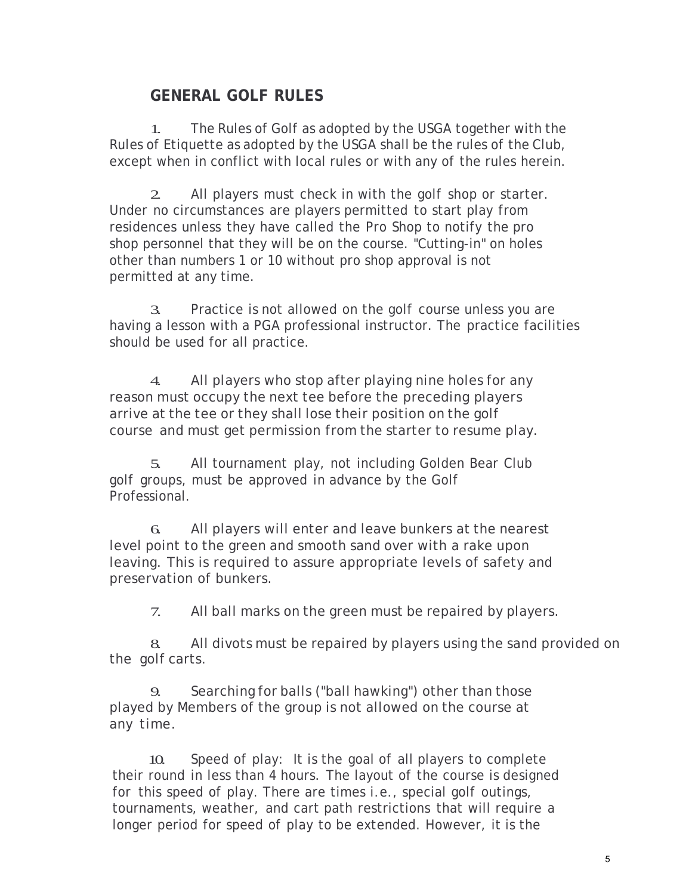## GENERAL GOLF RULES

1. The Rules of Golf as adopted by the USGA together with the Rules of Etiquette as adopted by the USGA shall be the rules of the Club, except when in conflict with local rules or with any of the rules herein.

2. All players must check in with the golf shop or starter. Under no circumstances are players permitted to start play from residences unless they have called the Pro Shop to notify the pro shop personnel that they will be on the course. "Cutting-in" on holes other than numbers 1 or 10 without pro shop approval is not permitted at any time.

3. Practice is not allowed on the golf course unless you are having a lesson with a PGA professional instructor. The practice facilities should be used for all practice.

4. All players who stop after playing nine holes for any reason must occupy the next tee before the preceding players arrive at the tee or they shall lose their position on the golf course and must get permission from the starter to resume play.

5. All tournament play, not including Golden Bear Club golf groups, must be approved in advance by the Golf Professional.

6. All players will enter and leave bunkers at the nearest level point to the green and smooth sand over with a rake upon leaving. This is required to assure appropriate levels of safety and preservation of bunkers.

7. All ball marks on the green must be repaired by players.

8. All divots must be repaired by players using the sand provided on the golf carts.

9. Searching for balls ("ball hawking") other than those played by Members of the group is not allowed on the course at any time.

10. Speed of play: It is the goal of all players to complete their round in less than 4 hours. The layout of the course is designed for this speed of play. There are times i.e., special golf outings, tournaments, weather, and cart path restrictions that will require a longer period for speed of play to be extended. However, it is the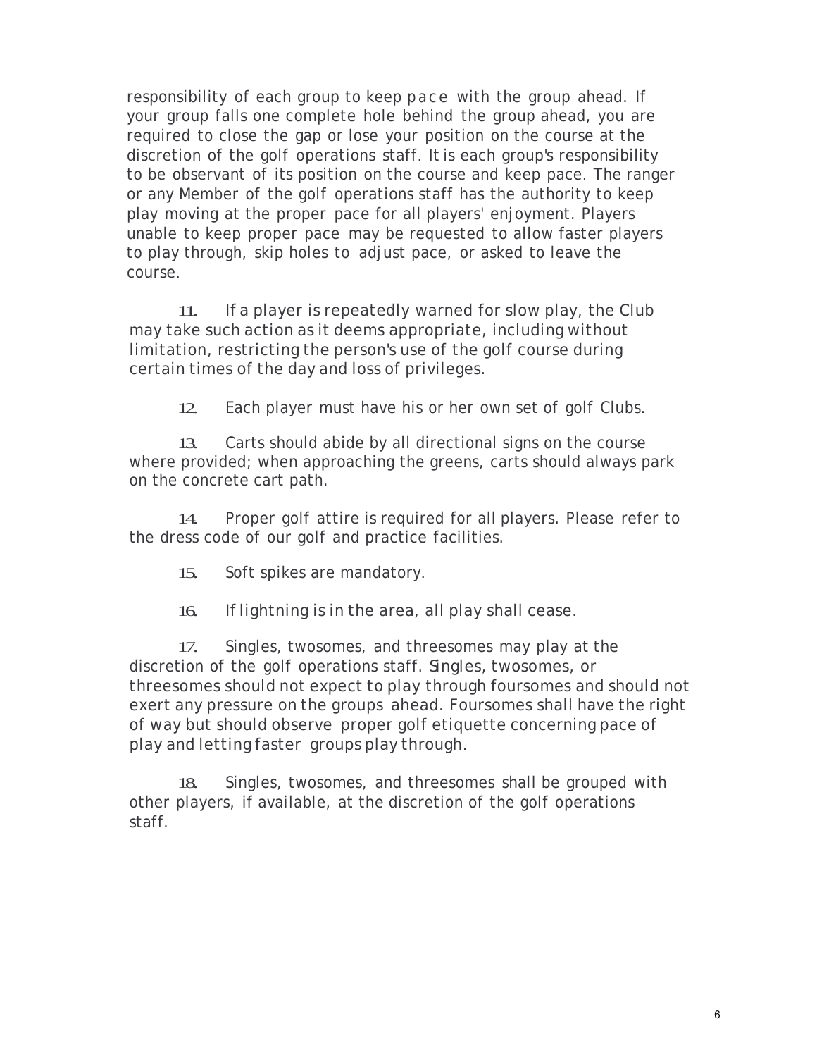responsibility of each group to keep pace with the group ahead. If your group falls one complete hole behind the group ahead, you are required to close the gap or lose your position on the course at the discretion of the golf operations staff. It is each group's responsibility to be observant of its position on the course and keep pace. The ranger or any Member of the golf operations staff has the authority to keep play moving at the proper pace for all players' enjoyment. Players unable to keep proper pace may be requested to allow faster players to play through, skip holes to adjust pace, or asked to leave the course.

11. If a player is repeatedly warned for slow play, the Club may take such action as it deems appropriate, including without limitation, restricting the person's use of the golf course during certain times of the day and loss of privileges.

12. Each player must have his or her own set of golf Clubs.

13. Carts should abide by all directional signs on the course where provided; when approaching the greens, carts should always park on the concrete cart path.

14. Proper golf attire is required for all players. Please refer to the dress code of our golf and practice facilities.

15. Soft spikes are mandatory.

16. If lightning is in the area, all play shall cease.

17. Singles, twosomes, and threesomes may play at the discretion of the golf operations staff. Singles, twosomes, or threesomes should not expect to play through foursomes and should not exert any pressure on the groups ahead. Foursomes shall have the right of way but should observe proper golf etiquette concerning pace of play and letting faster groups play through.

18. Singles, twosomes, and threesomes shall be grouped with other players, if available, at the discretion of the golf operations staff.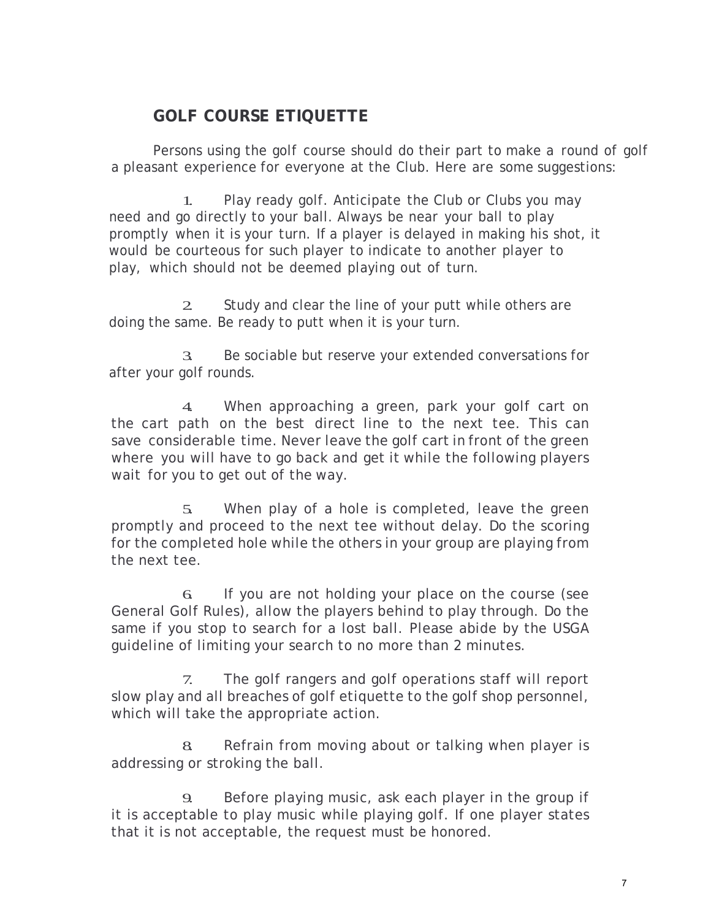## GOLF COURSE ETIQUETTE

Persons using the golf course should do their part to make a round of golf a pleasant experience for everyone at the Club. Here are some suggestions:

1. Play ready golf. Anticipate the Club or Clubs you may need and go directly to your ball. Always be near your ball to play promptly when it is your turn. If a player is delayed in making his shot, it would be courteous for such player to indicate to another player to play, which should not be deemed playing out of turn.

2. Study and clear the line of your putt while others are doing the same. Be ready to putt when it is your turn.

3. Be sociable but reserve your extended conversations for after your golf rounds.

4. When approaching a green, park your golf cart on the cart path on the best direct line to the next tee. This can save considerable time. Never leave the golf cart in front of the green where you will have to go back and get it while the following players wait for you to get out of the way.

5. When play of a hole is completed, leave the green promptly and proceed to the next tee without delay. Do the scoring for the completed hole while the others in your group are playing from the next tee.

6. If you are not holding your place on the course (see General Golf Rules), allow the players behind to play through. Do the same if you stop to search for a lost ball. Please abide by the USGA guideline of limiting your search to no more than 2 minutes.

7. The golf rangers and golf operations staff will report slow play and all breaches of golf etiquette to the golf shop personnel, which will take the appropriate action.

8. Refrain from moving about or talking when player is addressing or stroking the ball.

9. Before playing music, ask each player in the group if it is acceptable to play music while playing golf. If one player states that it is not acceptable, the request must be honored.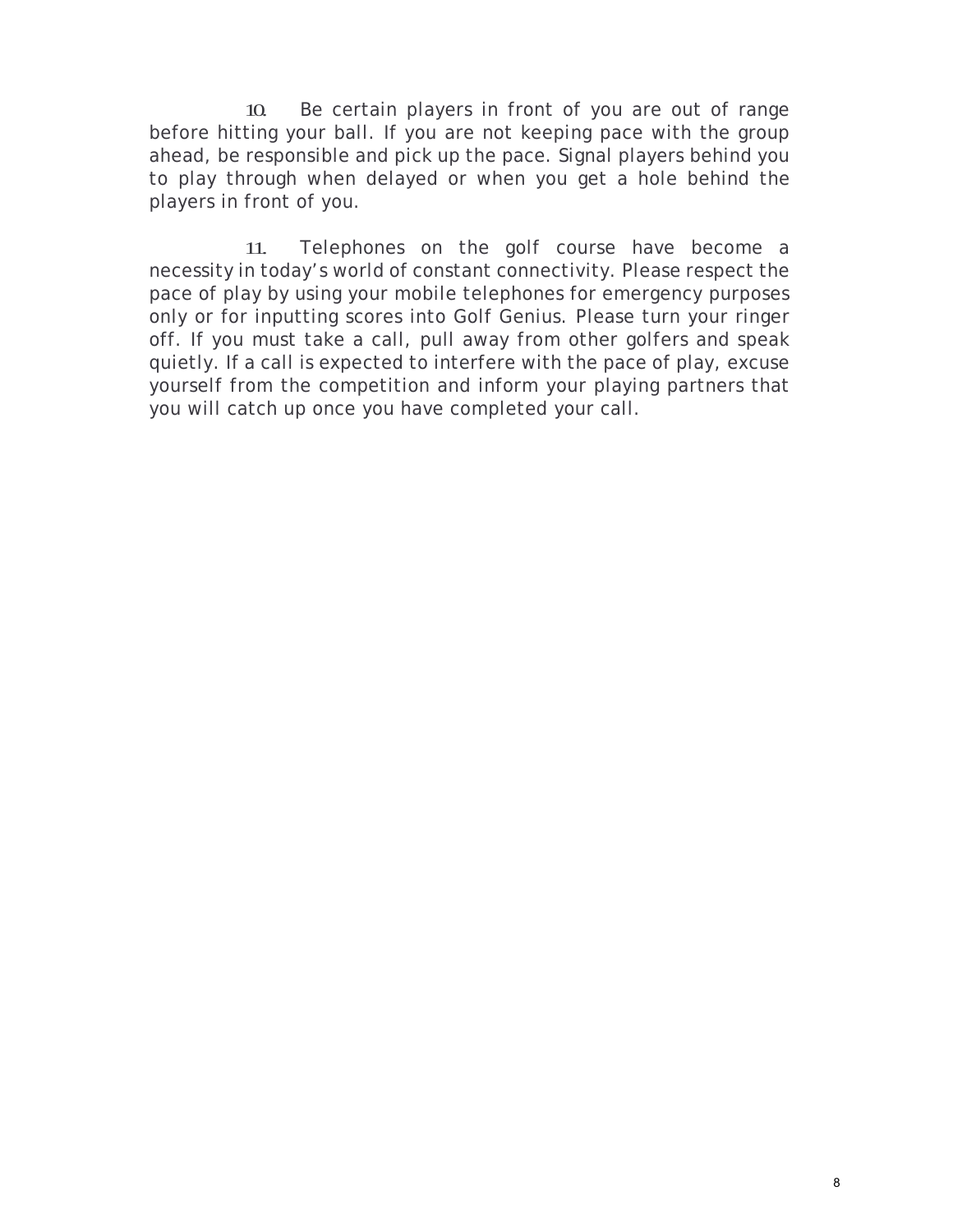10. Be certain players in front of you are out of range before hitting your ball. If you are not keeping pace with the group ahead, be responsible and pick up the pace. Signal players behind you to play through when delayed or when you get a hole behind the players in front of you.

11. Telephones on the golf course have become a necessity in today's world of constant connectivity. Please respect the pace of play by using your mobile telephones for emergency purposes only or for inputting scores into Golf Genius. Please turn your ringer off. If you must take a call, pull away from other golfers and speak quietly. If a call is expected to interfere with the pace of play, excuse yourself from the competition and inform your playing partners that you will catch up once you have completed your call.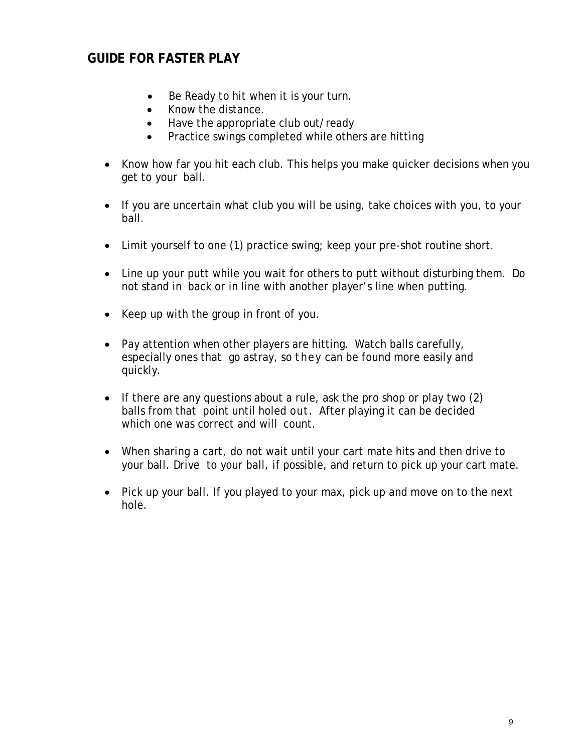## GUIDE FOR FASTER PLAY

- Be Ready to hit when it is your turn.
- Know the distance.
- Have the appropriate club out/ready
- Practice swings completed while others are hitting

- Know how far you hit each club. This helps you make quicker decisions when you get to your ball.

- If you are uncertain what club you will be using, take choices with you, to your ball.

- Limit yourself to one (1) practice swing; keep your pre-shot routine short.

- Line up your putt while you wait for others to putt without disturbing them. Do not stand in back or in line with another player's line when putting.

- Keep up with the group in front of you.

- Pay attention when other players are hitting. Watch balls carefully, especially ones that go astray, so they can be found more easily and quickly.

- If there are any questions about a rule, ask the pro shop or play two (2) balls from that point until holed out. After playing it can be decided which one was correct and will count.

- When sharing a cart, do not wait until your cart mate hits and then drive to your ball. Drive to your ball, if possible, and return to pick up your cart mate.

- Pick up your ball. If you played to your max, pick up and move on to the next hole.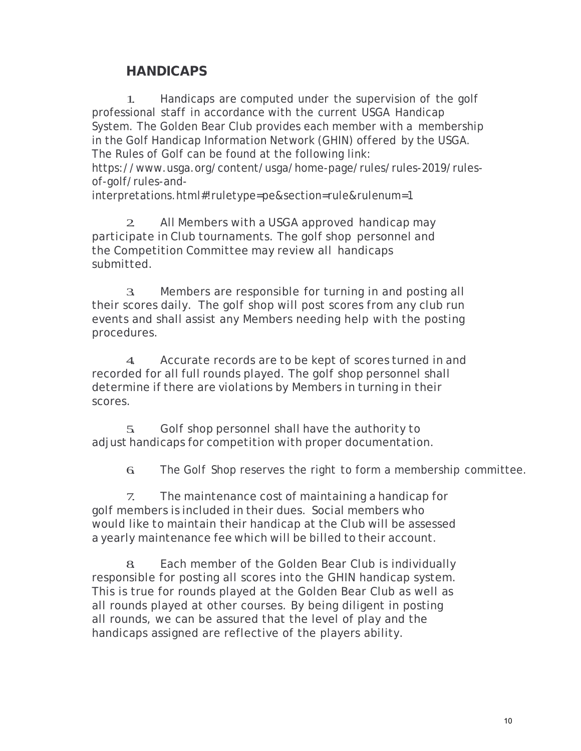## HANDICAPS

1. Handicaps are computed under the supervision of the golf professional staff in accordance with the current USGA Handicap System. The Golden Bear Club provides each member with a membership in the Golf Handicap Information Network (GHIN) offered by the USGA. The Rules of Golf can be found at the following link: https://www.usga.org/content/usga/home-page/rules/rules-2019/rules-of-golf/rules-and-interpretations.html#!ruletype=pe&section=rule&rulenum=1

2. All Members with a USGA approved handicap may participate in Club tournaments. The golf shop personnel and the Competition Committee may review all handicaps submitted.

3. Members are responsible for turning in and posting all their scores daily. The golf shop will post scores from any club run events and shall assist any Members needing help with the posting procedures.

4. Accurate records are to be kept of scores turned in and recorded for all full rounds played. The golf shop personnel shall determine if there are violations by Members in turning in their scores.

5. Golf shop personnel shall have the authority to adjust handicaps for competition with proper documentation.

6. The Golf Shop reserves the right to form a membership committee.

7. The maintenance cost of maintaining a handicap for golf members is included in their dues. Social members who would like to maintain their handicap at the Club will be assessed a yearly maintenance fee which will be billed to their account.

8. Each member of the Golden Bear Club is individually responsible for posting all scores into the GHIN handicap system. This is true for rounds played at the Golden Bear Club as well as all rounds played at other courses. By being diligent in posting all rounds, we can be assured that the level of play and the handicaps assigned are reflective of the players ability.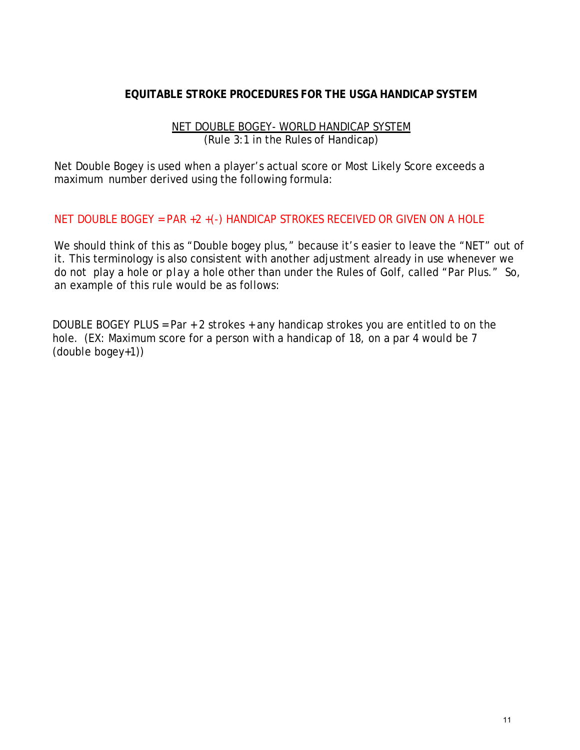## EQUITABLE STROKE PROCEDURES FOR THE USGA HANDICAP SYSTEM

<u>NET DOUBLE BOGEY- WORLD HANDICAP SYSTEM</u>
(Rule 3:1 in the Rules of Handicap)

Net Double Bogey is used when a player's actual score or Most Likely Score exceeds a maximum number derived using the following formula:

NET DOUBLE BOGEY = PAR +2 +(-) HANDICAP STROKES RECEIVED OR GIVEN ON A HOLE

We should think of this as "Double bogey plus," because it's easier to leave the "NET" out of it. This terminology is also consistent with another adjustment already in use whenever we do not play a hole or *play* a hole other than under the Rules of Golf, called "Par Plus." So, an example of this rule would be as follows:

DOUBLE BOGEY PLUS = Par + 2 strokes + any handicap strokes you are entitled to on the hole. (EX: Maximum score for a person with a handicap of 18, on a par 4 would be 7 (double bogey+1))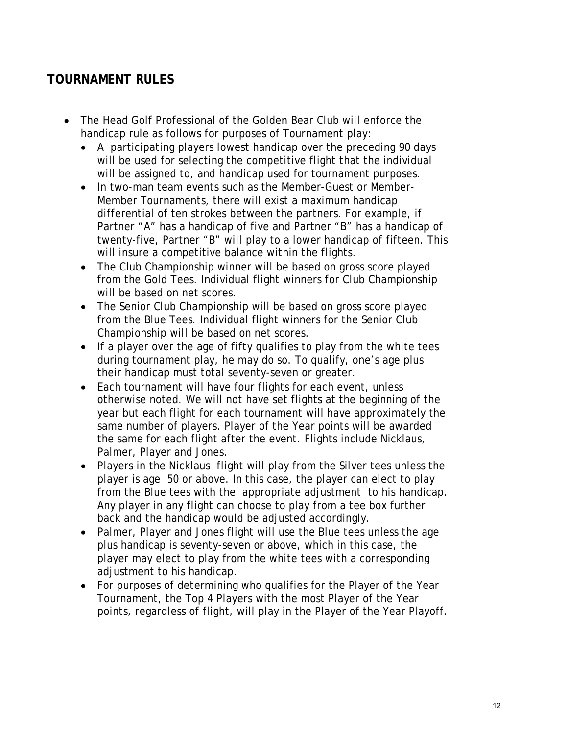## TOURNAMENT RULES

- The Head Golf Professional of the Golden Bear Club will enforce the handicap rule as follows for purposes of Tournament play:
  - A participating players lowest handicap over the preceding 90 days will be used for selecting the competitive flight that the individual will be assigned to, and handicap used for tournament purposes.
  - In two-man team events such as the Member-Guest or Member-Member Tournaments, there will exist a maximum handicap differential of ten strokes between the partners. For example, if Partner "A" has a handicap of five and Partner "B" has a handicap of twenty-five, Partner "B" will play to a lower handicap of fifteen. This will insure a competitive balance within the flights.
  - The Club Championship winner will be based on gross score played from the Gold Tees. Individual flight winners for Club Championship will be based on net scores.
  - The Senior Club Championship will be based on gross score played from the Blue Tees. Individual flight winners for the Senior Club Championship will be based on net scores.
  - If a player over the age of fifty qualifies to play from the white tees during tournament play, he may do so. To qualify, one's age plus their handicap must total seventy-seven or greater.
  - Each tournament will have four flights for each event, unless otherwise noted. We will not have set flights at the beginning of the year but each flight for each tournament will have approximately the same number of players. Player of the Year points will be awarded the same for each flight after the event. Flights include Nicklaus, Palmer, Player and Jones.
  - Players in the Nicklaus flight will play from the Silver tees unless the player is age 50 or above. In this case, the player can elect to play from the Blue tees with the appropriate adjustment to his handicap. Any player in any flight can choose to play from a tee box further back and the handicap would be adjusted accordingly.
  - Palmer, Player and Jones flight will use the Blue tees unless the age plus handicap is seventy-seven or above, which in this case, the player may elect to play from the white tees with a corresponding adjustment to his handicap.
  - For purposes of determining who qualifies for the Player of the Year Tournament, the Top 4 Players with the most Player of the Year points, regardless of flight, will play in the Player of the Year Playoff.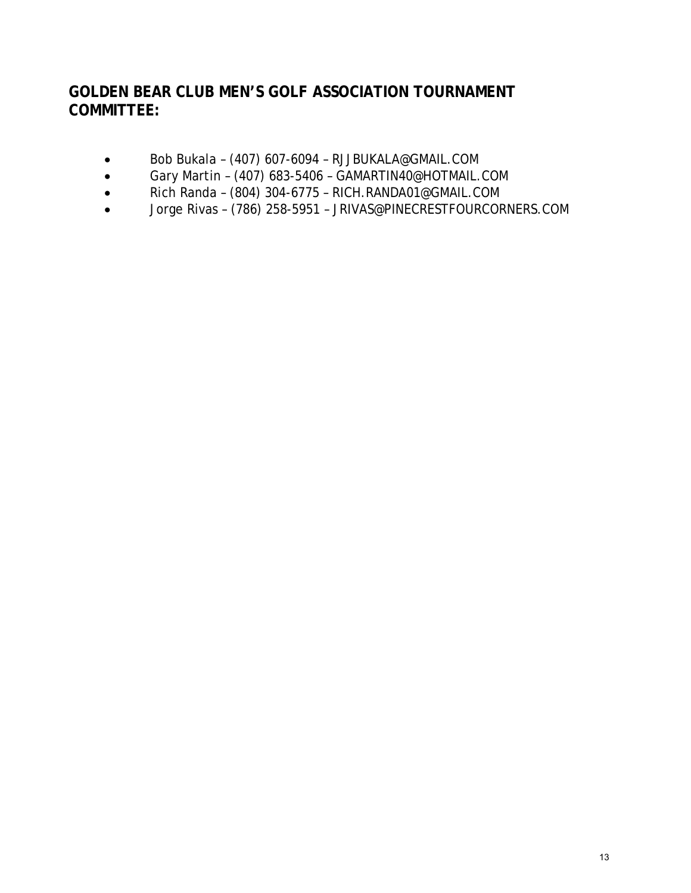## GOLDEN BEAR CLUB MEN'S GOLF ASSOCIATION TOURNAMENT COMMITTEE:

- Bob Bukala – (407) 607-6094 – RJJBUKALA@GMAIL.COM
- Gary Martin – (407) 683-5406 – GAMARTIN40@HOTMAIL.COM
- Rich Randa – (804) 304-6775 – RICH.RANDA01@GMAIL.COM
- Jorge Rivas – (786) 258-5951 – JRIVAS@PINECRESTFOURCORNERS.COM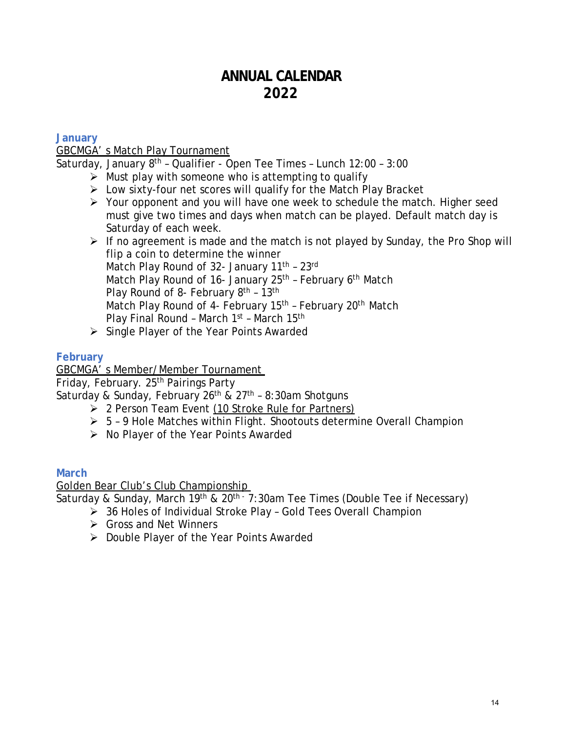# ANNUAL CALENDAR
# 2022

### January

GBCMGA' s Match Play Tournament

Saturday, January 8th – Qualifier - Open Tee Times – Lunch 12:00 – 3:00

- Must play with someone who is attempting to qualify
- Low sixty-four net scores will qualify for the Match Play Bracket
- Your opponent and you will have one week to schedule the match. Higher seed must give two times and days when match can be played. Default match day is Saturday of each week.
- If no agreement is made and the match is not played by Sunday, the Pro Shop will flip a coin to determine the winner
  Match Play Round of 32- January 11th – 23rd
  Match Play Round of 16- January 25th – February 6th Match
  Play Round of 8- February 8th – 13th
  Match Play Round of 4- February 15th – February 20th Match
  Play Final Round – March 1st – March 15th
- Single Player of the Year Points Awarded

### February

GBCMGA' s Member/Member Tournament

Friday, February. 25th Pairings Party

Saturday & Sunday, February 26th & 27th – 8:30am Shotguns

- 2 Person Team Event (10 Stroke Rule for Partners)
- 5 – 9 Hole Matches within Flight. Shootouts determine Overall Champion
- No Player of the Year Points Awarded

### March

Golden Bear Club's Club Championship

Saturday & Sunday, March 19th & 20th - 7:30am Tee Times (Double Tee if Necessary)

- 36 Holes of Individual Stroke Play – Gold Tees Overall Champion
- Gross and Net Winners
- Double Player of the Year Points Awarded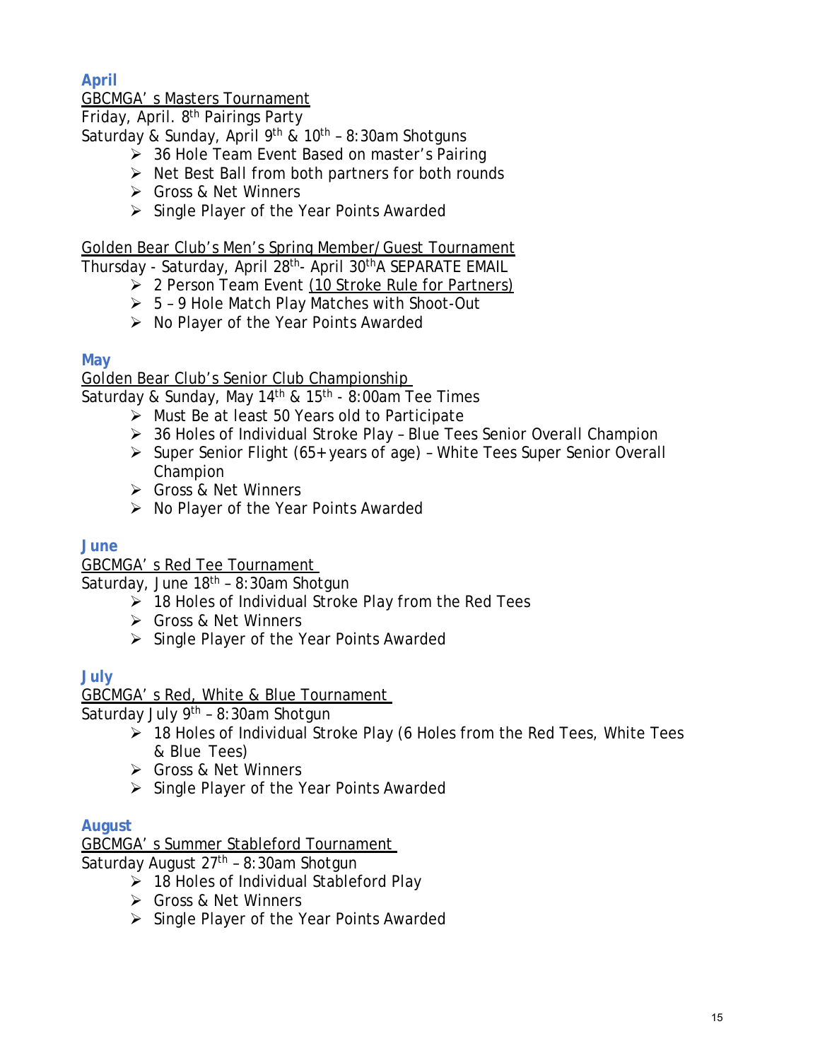## April

GBCMGA' s Masters Tournament

Friday, April. 8th Pairings Party

Saturday & Sunday, April 9th & 10th – 8:30am Shotguns

- 36 Hole Team Event Based on master's Pairing
- Net Best Ball from both partners for both rounds
- Gross & Net Winners
- Single Player of the Year Points Awarded

Golden Bear Club's Men's Spring Member/Guest Tournament

Thursday - Saturday, April 28th- April 30thA SEPARATE EMAIL

- 2 Person Team Event (10 Stroke Rule for Partners)
- 5 – 9 Hole Match Play Matches with Shoot-Out
- No Player of the Year Points Awarded

## May

Golden Bear Club's Senior Club Championship

Saturday & Sunday, May 14th & 15th - 8:00am Tee Times

- Must Be at least 50 Years old to Participate
- 36 Holes of Individual Stroke Play – Blue Tees Senior Overall Champion
- Super Senior Flight (65+ years of age) – White Tees Super Senior Overall Champion
- Gross & Net Winners
- No Player of the Year Points Awarded

## June

GBCMGA' s Red Tee Tournament

Saturday, June 18th – 8:30am Shotgun

- 18 Holes of Individual Stroke Play from the Red Tees
- Gross & Net Winners
- Single Player of the Year Points Awarded

## July

GBCMGA' s Red, White & Blue Tournament

Saturday July 9th – 8:30am Shotgun

- 18 Holes of Individual Stroke Play (6 Holes from the Red Tees, White Tees & Blue Tees)
- Gross & Net Winners
- Single Player of the Year Points Awarded

## August

GBCMGA' s Summer Stableford Tournament

Saturday August 27th – 8:30am Shotgun

- 18 Holes of Individual Stableford Play
- Gross & Net Winners
- Single Player of the Year Points Awarded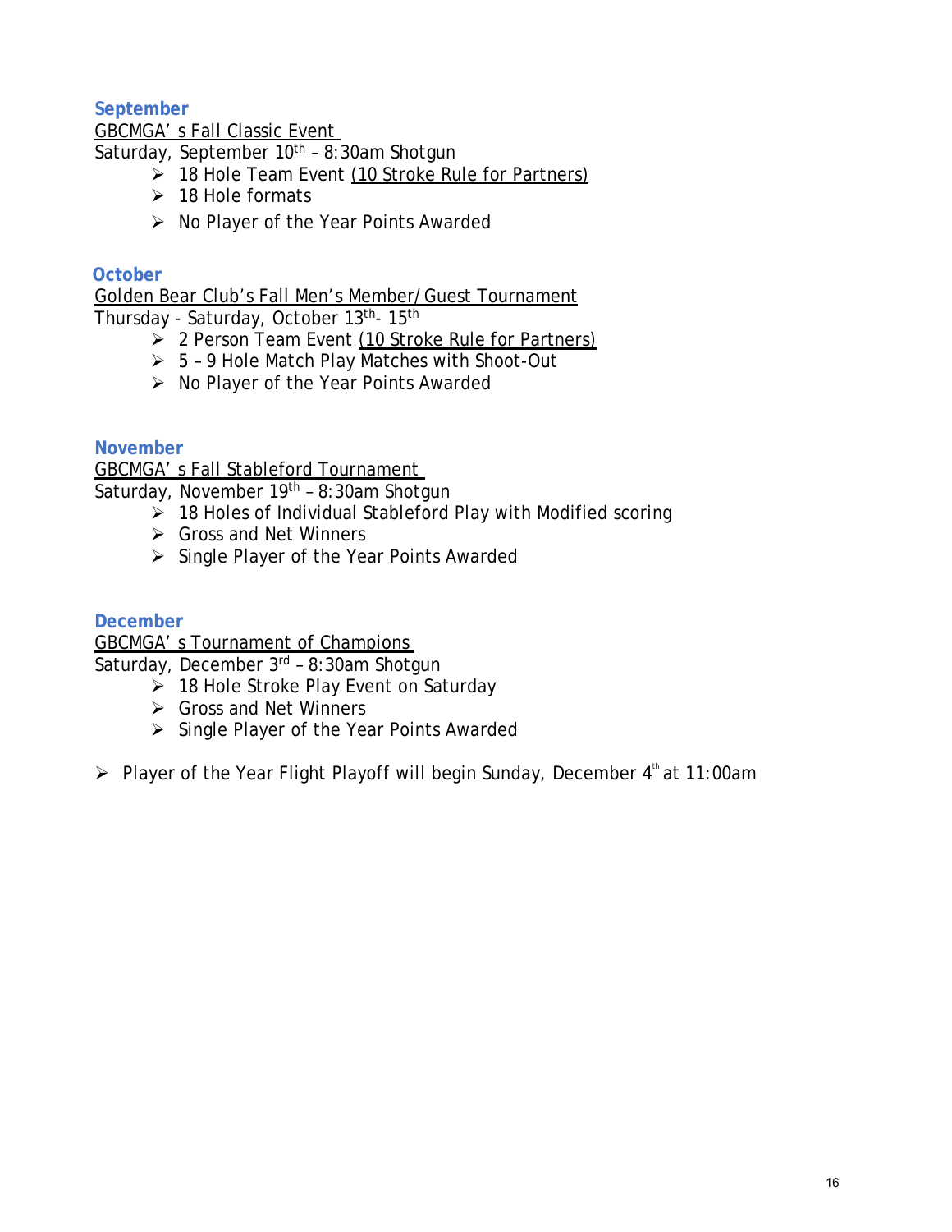### September

<u>GBCMGA's Fall Classic Event</u>

Saturday, September 10th – 8:30am Shotgun

- 18 Hole Team Event <u>(10 Stroke Rule for Partners)</u>
- 18 Hole formats
- No Player of the Year Points Awarded

### October

<u>Golden Bear Club's Fall Men's Member/Guest Tournament</u>

Thursday - Saturday, October 13th- 15th

- 2 Person Team Event <u>(10 Stroke Rule for Partners)</u>
- 5 – 9 Hole Match Play Matches with Shoot-Out
- No Player of the Year Points Awarded

### November

<u>GBCMGA's Fall Stableford Tournament</u>

Saturday, November 19th – 8:30am Shotgun

- 18 Holes of Individual Stableford Play with Modified scoring
- Gross and Net Winners
- Single Player of the Year Points Awarded

### December

<u>GBCMGA's Tournament of Champions</u>

Saturday, December 3rd – 8:30am Shotgun

- 18 Hole Stroke Play Event on Saturday
- Gross and Net Winners
- Single Player of the Year Points Awarded

- Player of the Year Flight Playoff will begin Sunday, December 4th at 11:00am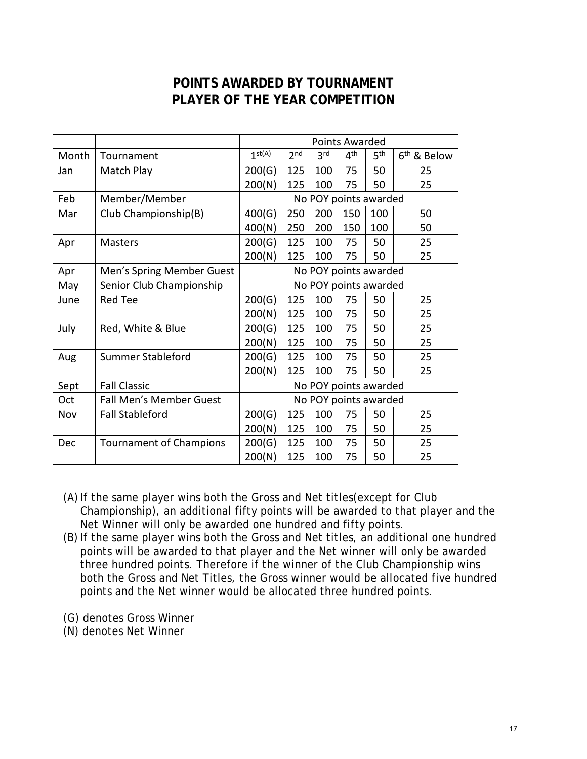# POINTS AWARDED BY TOURNAMENT
# PLAYER OF THE YEAR COMPETITION

| | | Points Awarded | | | | | |
|---|---|---|---|---|---|---|---|
| Month | Tournament | 1st(A) | 2nd | 3rd | 4th | 5th | 6th & Below |
| Jan | Match Play | 200(G) | 125 | 100 | 75 | 50 | 25 |
| | | 200(N) | 125 | 100 | 75 | 50 | 25 |
| Feb | Member/Member | No POY points awarded | | | | | |
| Mar | Club Championship(B) | 400(G) | 250 | 200 | 150 | 100 | 50 |
| | | 400(N) | 250 | 200 | 150 | 100 | 50 |
| Apr | Masters | 200(G) | 125 | 100 | 75 | 50 | 25 |
| | | 200(N) | 125 | 100 | 75 | 50 | 25 |
| Apr | Men's Spring Member Guest | No POY points awarded | | | | | |
| May | Senior Club Championship | No POY points awarded | | | | | |
| June | Red Tee | 200(G) | 125 | 100 | 75 | 50 | 25 |
| | | 200(N) | 125 | 100 | 75 | 50 | 25 |
| July | Red, White & Blue | 200(G) | 125 | 100 | 75 | 50 | 25 |
| | | 200(N) | 125 | 100 | 75 | 50 | 25 |
| Aug | Summer Stableford | 200(G) | 125 | 100 | 75 | 50 | 25 |
| | | 200(N) | 125 | 100 | 75 | 50 | 25 |
| Sept | Fall Classic | No POY points awarded | | | | | |
| Oct | Fall Men's Member Guest | No POY points awarded | | | | | |
| Nov | Fall Stableford | 200(G) | 125 | 100 | 75 | 50 | 25 |
| | | 200(N) | 125 | 100 | 75 | 50 | 25 |
| Dec | Tournament of Champions | 200(G) | 125 | 100 | 75 | 50 | 25 |
| | | 200(N) | 125 | 100 | 75 | 50 | 25 |

(A) If the same player wins both the Gross and Net titles(except for Club Championship), an additional fifty points will be awarded to that player and the Net Winner will only be awarded one hundred and fifty points.

(B) If the same player wins both the Gross and Net titles, an additional one hundred points will be awarded to that player and the Net winner will only be awarded three hundred points. Therefore if the winner of the Club Championship wins both the Gross and Net Titles, the Gross winner would be allocated five hundred points and the Net winner would be allocated three hundred points.

(G) denotes Gross Winner

(N) denotes Net Winner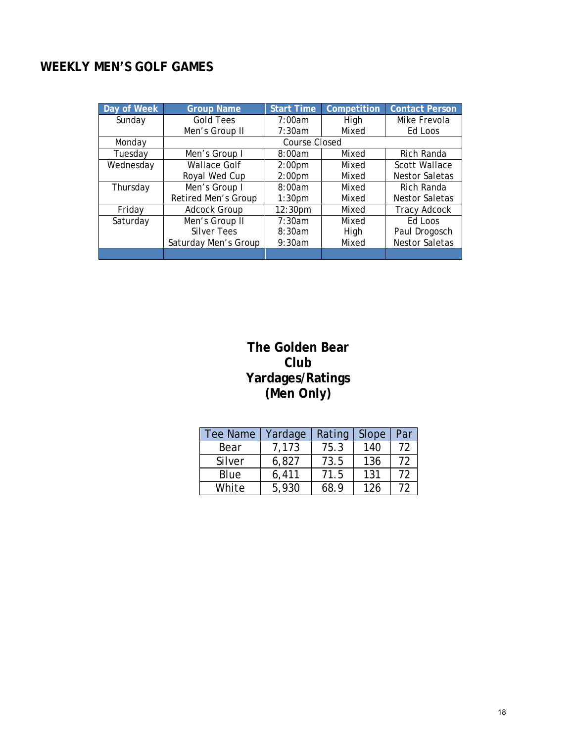# WEEKLY MEN'S GOLF GAMES

| Day of Week | Group Name | Start Time | Competition | Contact Person |
|---|---|---|---|---|
| Sunday | Gold Tees | 7:00am | High | Mike Frevola |
| | Men's Group II | 7:30am | Mixed | Ed Loos |
| Monday | Course Closed | | | |
| Tuesday | Men's Group I | 8:00am | Mixed | Rich Randa |
| Wednesday | Wallace Golf | 2:00pm | Mixed | Scott Wallace |
| | Royal Wed Cup | 2:00pm | Mixed | Nestor Saletas |
| Thursday | Men's Group I | 8:00am | Mixed | Rich Randa |
| | Retired Men's Group | 1:30pm | Mixed | Nestor Saletas |
| Friday | Adcock Group | 12:30pm | Mixed | Tracy Adcock |
| Saturday | Men's Group II | 7:30am | Mixed | Ed Loos |
| | Silver Tees | 8:30am | High | Paul Drogosch |
| | Saturday Men's Group | 9:30am | Mixed | Nestor Saletas |

## The Golden Bear Club Yardages/Ratings (Men Only)

| Tee Name | Yardage | Rating | Slope | Par |
|---|---|---|---|---|
| Bear | 7,173 | 75.3 | 140 | 72 |
| Silver | 6,827 | 73.5 | 136 | 72 |
| Blue | 6,411 | 71.5 | 131 | 72 |
| White | 5,930 | 68.9 | 126 | 72 |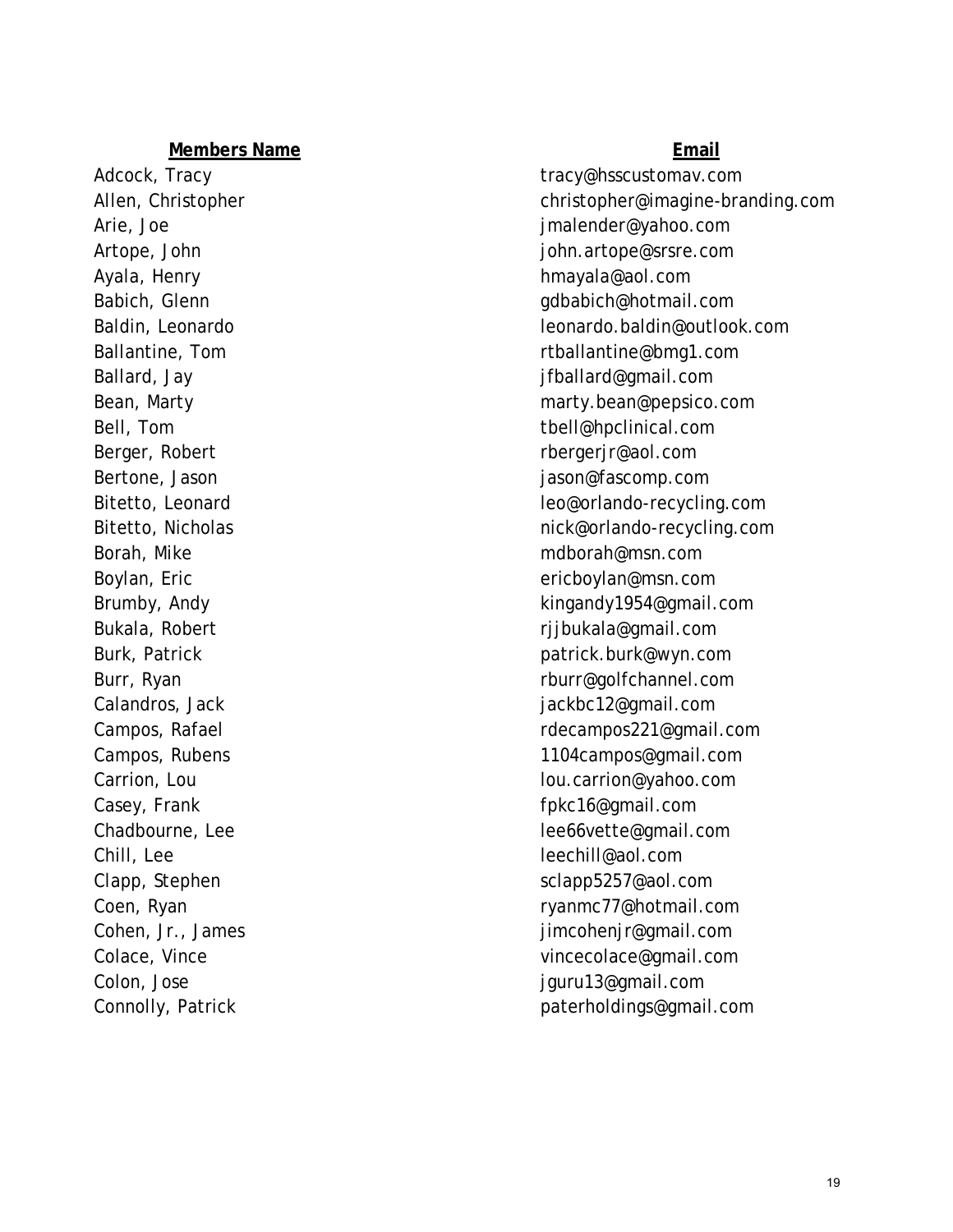| **Members Name** | **Email** |
| --- | --- |
| Adcock, Tracy | tracy@hsscustomav.com |
| Allen, Christopher | christopher@imagine-branding.com |
| Arie, Joe | jmalender@yahoo.com |
| Artope, John | john.artope@srsre.com |
| Ayala, Henry | hmayala@aol.com |
| Babich, Glenn | gdbabich@hotmail.com |
| Baldin, Leonardo | leonardo.baldin@outlook.com |
| Ballantine, Tom | rtballantine@bmg1.com |
| Ballard, Jay | jfballard@gmail.com |
| Bean, Marty | marty.bean@pepsico.com |
| Bell, Tom | tbell@hpclinical.com |
| Berger, Robert | rbergerjr@aol.com |
| Bertone, Jason | jason@fascomp.com |
| Bitetto, Leonard | leo@orlando-recycling.com |
| Bitetto, Nicholas | nick@orlando-recycling.com |
| Borah, Mike | mdborah@msn.com |
| Boylan, Eric | ericboylan@msn.com |
| Brumby, Andy | kingandy1954@gmail.com |
| Bukala, Robert | rjjbukala@gmail.com |
| Burk, Patrick | patrick.burk@wyn.com |
| Burr, Ryan | rburr@golfchannel.com |
| Calandros, Jack | jackbc12@gmail.com |
| Campos, Rafael | rdecampos221@gmail.com |
| Campos, Rubens | 1104campos@gmail.com |
| Carrion, Lou | lou.carrion@yahoo.com |
| Casey, Frank | fpkc16@gmail.com |
| Chadbourne, Lee | lee66vette@gmail.com |
| Chill, Lee | leechill@aol.com |
| Clapp, Stephen | sclapp5257@aol.com |
| Coen, Ryan | ryanmc77@hotmail.com |
| Cohen, Jr., James | jimcohenjr@gmail.com |
| Colace, Vince | vincecolace@gmail.com |
| Colon, Jose | jguru13@gmail.com |
| Connolly, Patrick | paterholdings@gmail.com |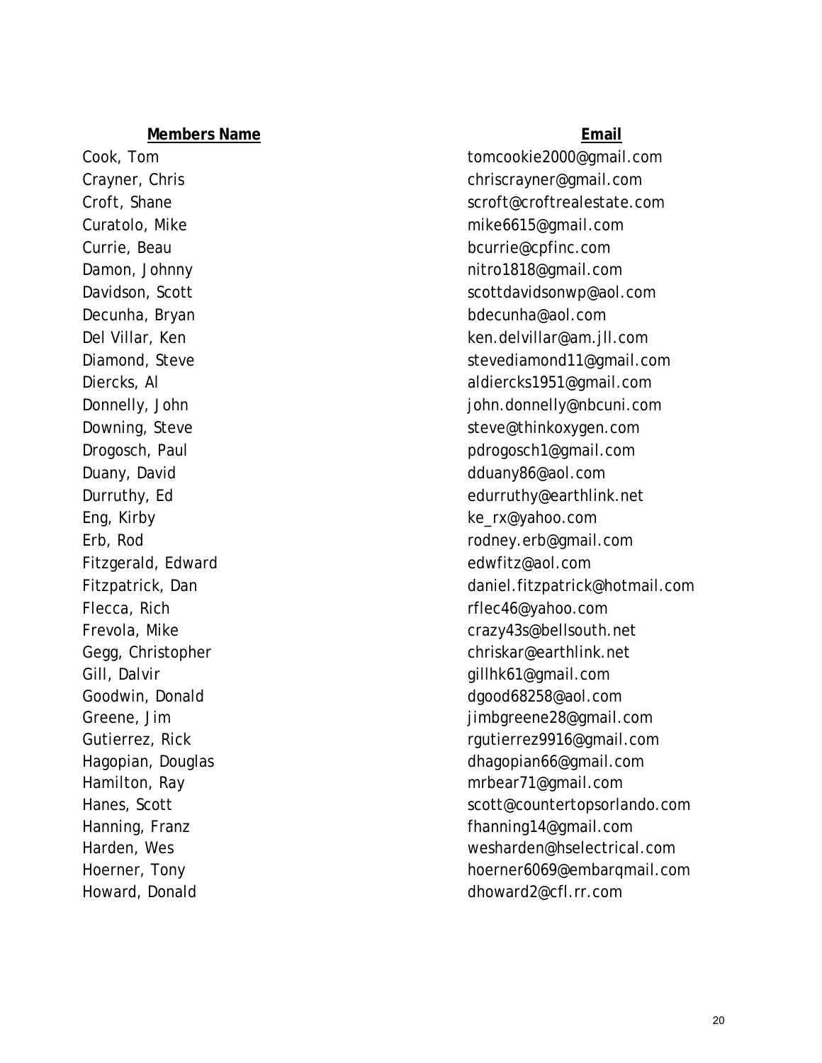| **Members Name** | **Email** |
| --- | --- |
| Cook, Tom | tomcookie2000@gmail.com |
| Crayner, Chris | chriscrayner@gmail.com |
| Croft, Shane | scroft@croftrealestate.com |
| Curatolo, Mike | mike6615@gmail.com |
| Currie, Beau | bcurrie@cpfinc.com |
| Damon, Johnny | nitro1818@gmail.com |
| Davidson, Scott | scottdavidsonwp@aol.com |
| Decunha, Bryan | bdecunha@aol.com |
| Del Villar, Ken | ken.delvillar@am.jll.com |
| Diamond, Steve | stevediamond11@gmail.com |
| Diercks, Al | aldiercks1951@gmail.com |
| Donnelly, John | john.donnelly@nbcuni.com |
| Downing, Steve | steve@thinkoxygen.com |
| Drogosch, Paul | pdrogosch1@gmail.com |
| Duany, David | dduany86@aol.com |
| Durruthy, Ed | edurruthy@earthlink.net |
| Eng, Kirby | ke_rx@yahoo.com |
| Erb, Rod | rodney.erb@gmail.com |
| Fitzgerald, Edward | edwfitz@aol.com |
| Fitzpatrick, Dan | daniel.fitzpatrick@hotmail.com |
| Flecca, Rich | rflec46@yahoo.com |
| Frevola, Mike | crazy43s@bellsouth.net |
| Gegg, Christopher | chriskar@earthlink.net |
| Gill, Dalvir | gillhk61@gmail.com |
| Goodwin, Donald | dgood68258@aol.com |
| Greene, Jim | jimbgreene28@gmail.com |
| Gutierrez, Rick | rgutierrez9916@gmail.com |
| Hagopian, Douglas | dhagopian66@gmail.com |
| Hamilton, Ray | mrbear71@gmail.com |
| Hanes, Scott | scott@countertopsorlando.com |
| Hanning, Franz | fhanning14@gmail.com |
| Harden, Wes | wesharden@hselectrical.com |
| Hoerner, Tony | hoerner6069@embarqmail.com |
| Howard, Donald | dhoward2@cfl.rr.com |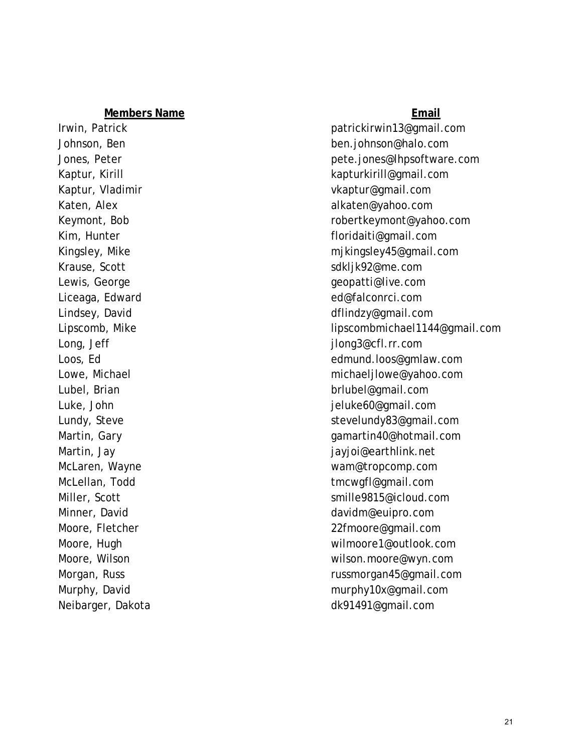| Members Name | Email |
| --- | --- |
| Irwin, Patrick | patrickirwin13@gmail.com |
| Johnson, Ben | ben.johnson@halo.com |
| Jones, Peter | pete.jones@lhpsoftware.com |
| Kaptur, Kirill | kapturkirill@gmail.com |
| Kaptur, Vladimir | vkaptur@gmail.com |
| Katen, Alex | alkaten@yahoo.com |
| Keymont, Bob | robertkeymont@yahoo.com |
| Kim, Hunter | floridaiti@gmail.com |
| Kingsley, Mike | mjkingsley45@gmail.com |
| Krause, Scott | sdkljk92@me.com |
| Lewis, George | geopatti@live.com |
| Liceaga, Edward | ed@falconrci.com |
| Lindsey, David | dflindzy@gmail.com |
| Lipscomb, Mike | lipscombmichael1144@gmail.com |
| Long, Jeff | jlong3@cfl.rr.com |
| Loos, Ed | edmund.loos@gmlaw.com |
| Lowe, Michael | michaeljlowe@yahoo.com |
| Lubel, Brian | brlubel@gmail.com |
| Luke, John | jeluke60@gmail.com |
| Lundy, Steve | stevelundy83@gmail.com |
| Martin, Gary | gamartin40@hotmail.com |
| Martin, Jay | jayjoi@earthlink.net |
| McLaren, Wayne | wam@tropcomp.com |
| McLellan, Todd | tmcwgfl@gmail.com |
| Miller, Scott | smille9815@icloud.com |
| Minner, David | davidm@euipro.com |
| Moore, Fletcher | 22fmoore@gmail.com |
| Moore, Hugh | wilmoore1@outlook.com |
| Moore, Wilson | wilson.moore@wyn.com |
| Morgan, Russ | russmorgan45@gmail.com |
| Murphy, David | murphy10x@gmail.com |
| Neibarger, Dakota | dk91491@gmail.com |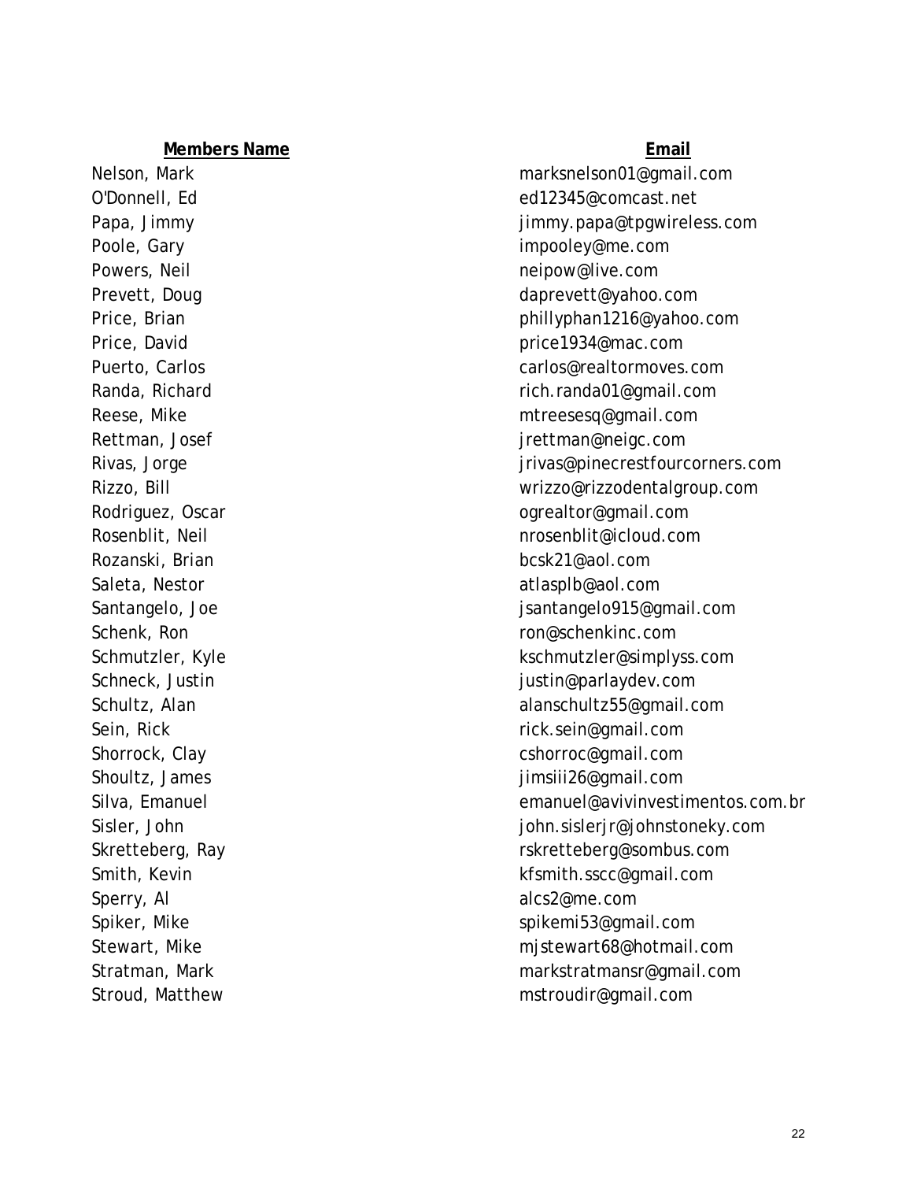| **Members Name** | **Email** |
| --- | --- |
| Nelson, Mark | marksnelson01@gmail.com |
| O'Donnell, Ed | ed12345@comcast.net |
| Papa, Jimmy | jimmy.papa@tpgwireless.com |
| Poole, Gary | impooley@me.com |
| Powers, Neil | neipow@live.com |
| Prevett, Doug | daprevett@yahoo.com |
| Price, Brian | phillyphan1216@yahoo.com |
| Price, David | price1934@mac.com |
| Puerto, Carlos | carlos@realtormoves.com |
| Randa, Richard | rich.randa01@gmail.com |
| Reese, Mike | mtreesesq@gmail.com |
| Rettman, Josef | jrettman@neigc.com |
| Rivas, Jorge | jrivas@pinecrestfourcorners.com |
| Rizzo, Bill | wrizzo@rizzodentalgroup.com |
| Rodriguez, Oscar | ogrealtor@gmail.com |
| Rosenblit, Neil | nrosenblit@icloud.com |
| Rozanski, Brian | bcsk21@aol.com |
| Saleta, Nestor | atlasplb@aol.com |
| Santangelo, Joe | jsantangelo915@gmail.com |
| Schenk, Ron | ron@schenkinc.com |
| Schmutzler, Kyle | kschmutzler@simplyss.com |
| Schneck, Justin | justin@parlaydev.com |
| Schultz, Alan | alanschultz55@gmail.com |
| Sein, Rick | rick.sein@gmail.com |
| Shorrock, Clay | cshorroc@gmail.com |
| Shoultz, James | jimsiii26@gmail.com |
| Silva, Emanuel | emanuel@avivinvestimentos.com.br |
| Sisler, John | john.sislerjr@johnstoneky.com |
| Skretteberg, Ray | rskretteberg@sombus.com |
| Smith, Kevin | kfsmith.sscc@gmail.com |
| Sperry, Al | alcs2@me.com |
| Spiker, Mike | spikemi53@gmail.com |
| Stewart, Mike | mjstewart68@hotmail.com |
| Stratman, Mark | markstratmansr@gmail.com |
| Stroud, Matthew | mstroudir@gmail.com |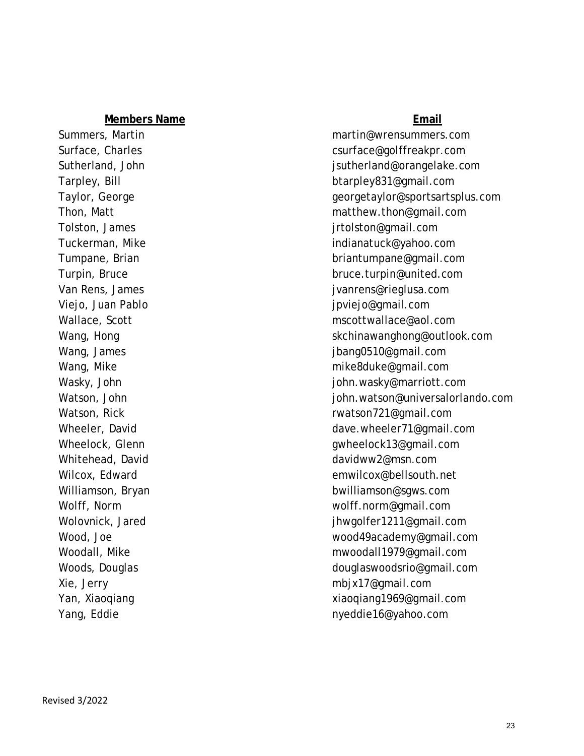| **Members Name** | **Email** |
|---|---|
| Summers, Martin | martin@wrensummers.com |
| Surface, Charles | csurface@golffreakpr.com |
| Sutherland, John | jsutherland@orangelake.com |
| Tarpley, Bill | btarpley831@gmail.com |
| Taylor, George | georgetaylor@sportsartsplus.com |
| Thon, Matt | matthew.thon@gmail.com |
| Tolston, James | jrtolston@gmail.com |
| Tuckerman, Mike | indianatuck@yahoo.com |
| Tumpane, Brian | briantumpane@gmail.com |
| Turpin, Bruce | bruce.turpin@united.com |
| Van Rens, James | jvanrens@rieglusa.com |
| Viejo, Juan Pablo | jpviejo@gmail.com |
| Wallace, Scott | mscottwallace@aol.com |
| Wang, Hong | skchinawanghong@outlook.com |
| Wang, James | jbang0510@gmail.com |
| Wang, Mike | mike8duke@gmail.com |
| Wasky, John | john.wasky@marriott.com |
| Watson, John | john.watson@universalorlando.com |
| Watson, Rick | rwatson721@gmail.com |
| Wheeler, David | dave.wheeler71@gmail.com |
| Wheelock, Glenn | gwheelock13@gmail.com |
| Whitehead, David | davidww2@msn.com |
| Wilcox, Edward | emwilcox@bellsouth.net |
| Williamson, Bryan | bwilliamson@sgws.com |
| Wolff, Norm | wolff.norm@gmail.com |
| Wolovnick, Jared | jhwgolfer1211@gmail.com |
| Wood, Joe | wood49academy@gmail.com |
| Woodall, Mike | mwoodall1979@gmail.com |
| Woods, Douglas | douglaswoodsrio@gmail.com |
| Xie, Jerry | mbjx17@gmail.com |
| Yan, Xiaoqiang | xiaoqiang1969@gmail.com |
| Yang, Eddie | nyeddie16@yahoo.com |

Revised 3/2022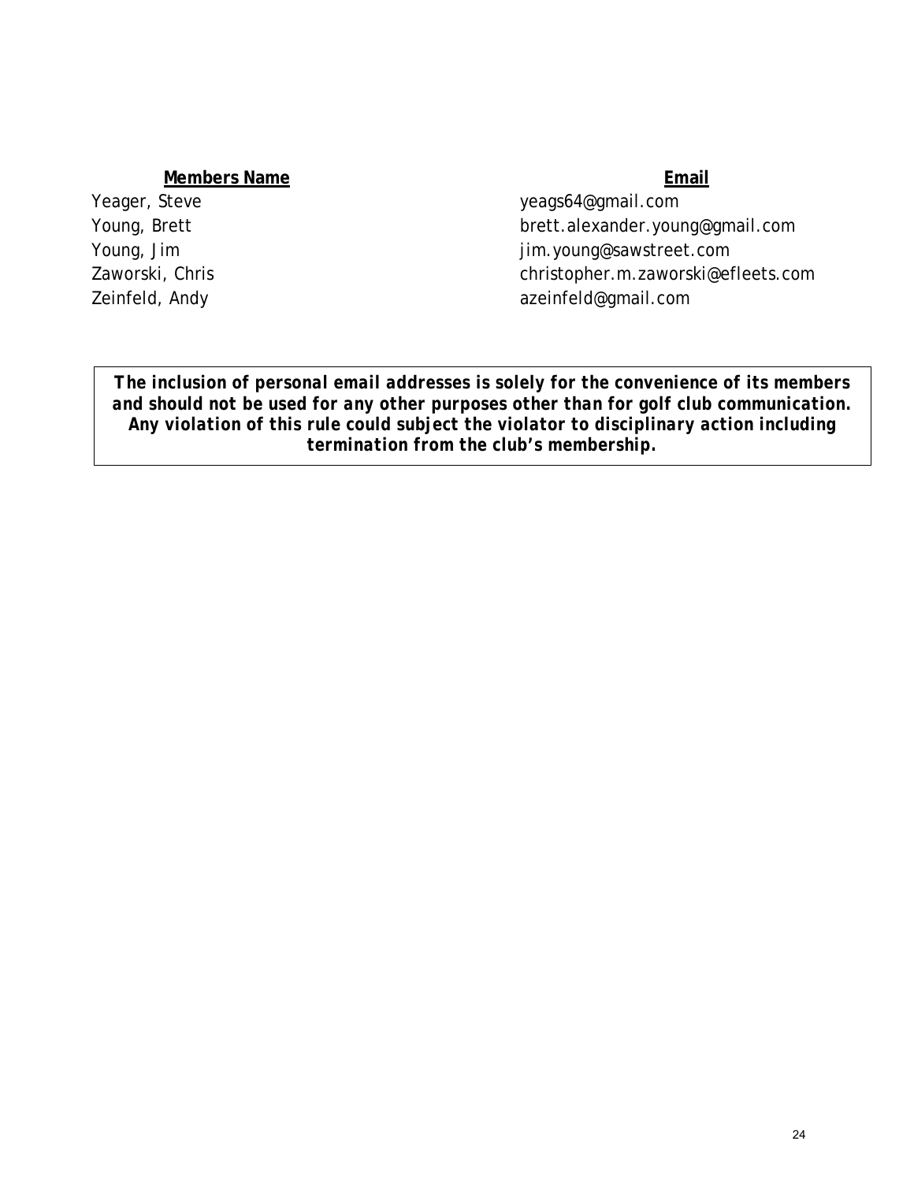| Members Name | Email |
| --- | --- |
| Yeager, Steve | yeags64@gmail.com |
| Young, Brett | brett.alexander.young@gmail.com |
| Young, Jim | jim.young@sawstreet.com |
| Zaworski, Chris | christopher.m.zaworski@efleets.com |
| Zeinfeld, Andy | azeinfeld@gmail.com |

***The inclusion of personal email addresses is solely for the convenience of its members and should not be used for any other purposes other than for golf club communication. Any violation of this rule could subject the violator to disciplinary action including termination from the club's membership.***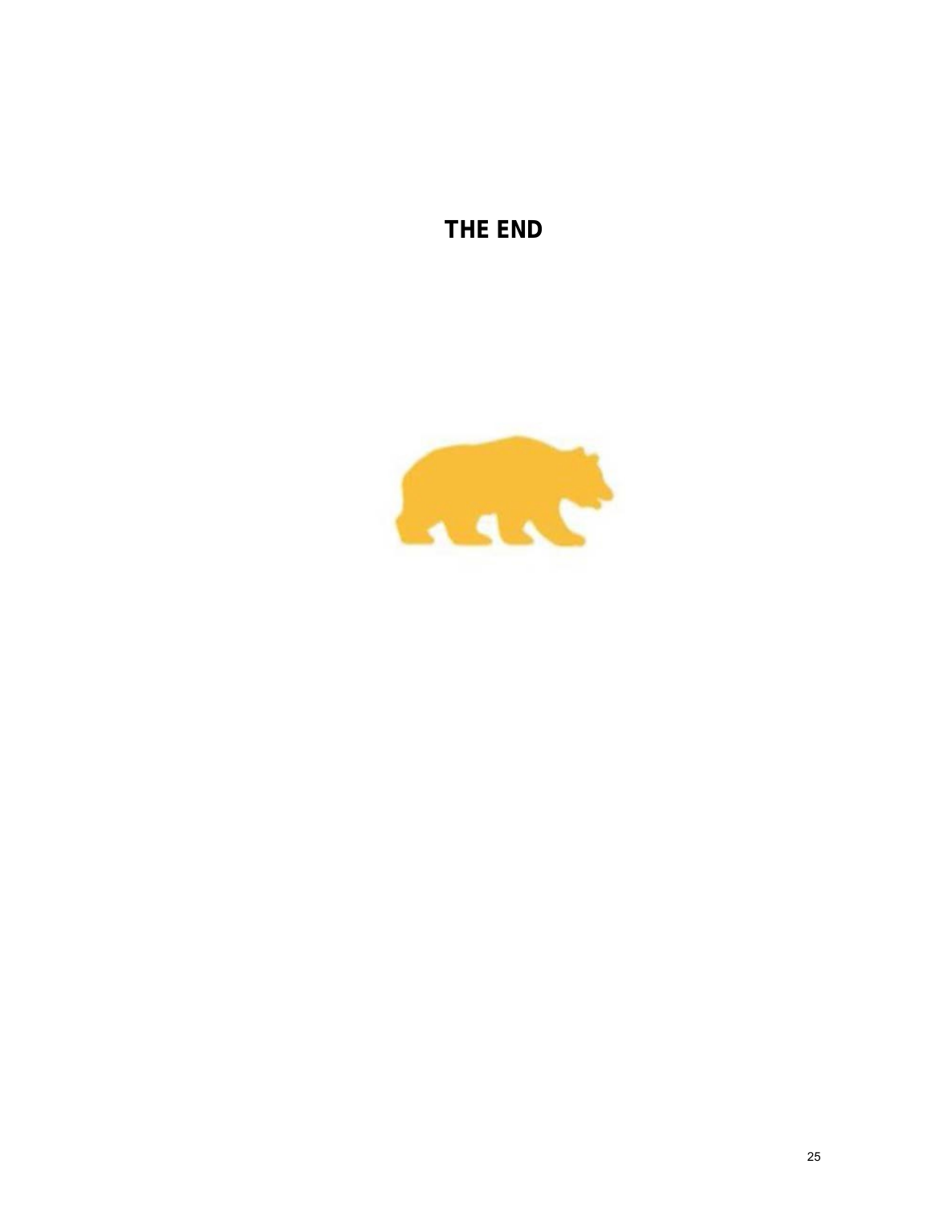**THE END**